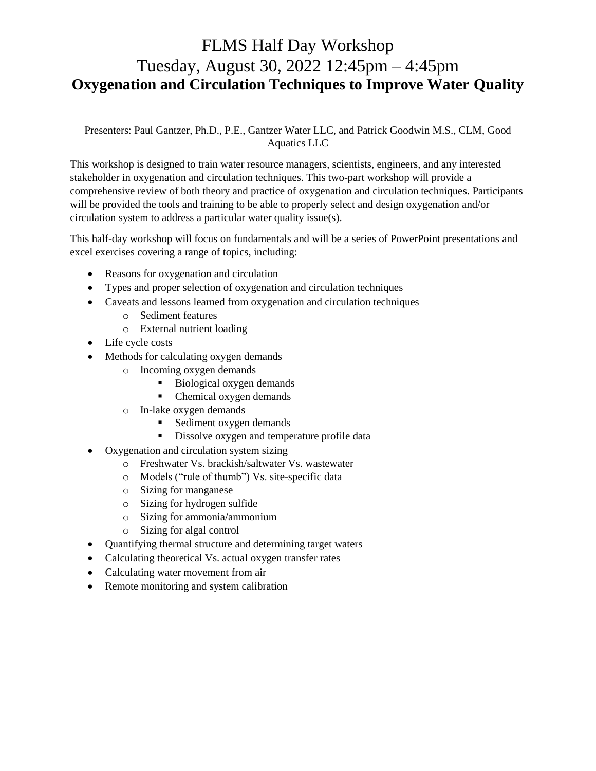# FLMS Half Day Workshop
# Tuesday, August 30, 2022 12:45pm – 4:45pm
## **Oxygenation and Circulation Techniques to Improve Water Quality**

Presenters: Paul Gantzer, Ph.D., P.E., Gantzer Water LLC, and Patrick Goodwin M.S., CLM, Good Aquatics LLC

This workshop is designed to train water resource managers, scientists, engineers, and any interested stakeholder in oxygenation and circulation techniques. This two-part workshop will provide a comprehensive review of both theory and practice of oxygenation and circulation techniques. Participants will be provided the tools and training to be able to properly select and design oxygenation and/or circulation system to address a particular water quality issue(s).

This half-day workshop will focus on fundamentals and will be a series of PowerPoint presentations and excel exercises covering a range of topics, including:

- Reasons for oxygenation and circulation
- Types and proper selection of oxygenation and circulation techniques
- Caveats and lessons learned from oxygenation and circulation techniques
  - Sediment features
  - External nutrient loading
- Life cycle costs
- Methods for calculating oxygen demands
  - Incoming oxygen demands
    - Biological oxygen demands
    - Chemical oxygen demands
  - In-lake oxygen demands
    - Sediment oxygen demands
    - Dissolve oxygen and temperature profile data
- Oxygenation and circulation system sizing
  - Freshwater Vs. brackish/saltwater Vs. wastewater
  - Models ("rule of thumb") Vs. site-specific data
  - Sizing for manganese
  - Sizing for hydrogen sulfide
  - Sizing for ammonia/ammonium
  - Sizing for algal control
- Quantifying thermal structure and determining target waters
- Calculating theoretical Vs. actual oxygen transfer rates
- Calculating water movement from air
- Remote monitoring and system calibration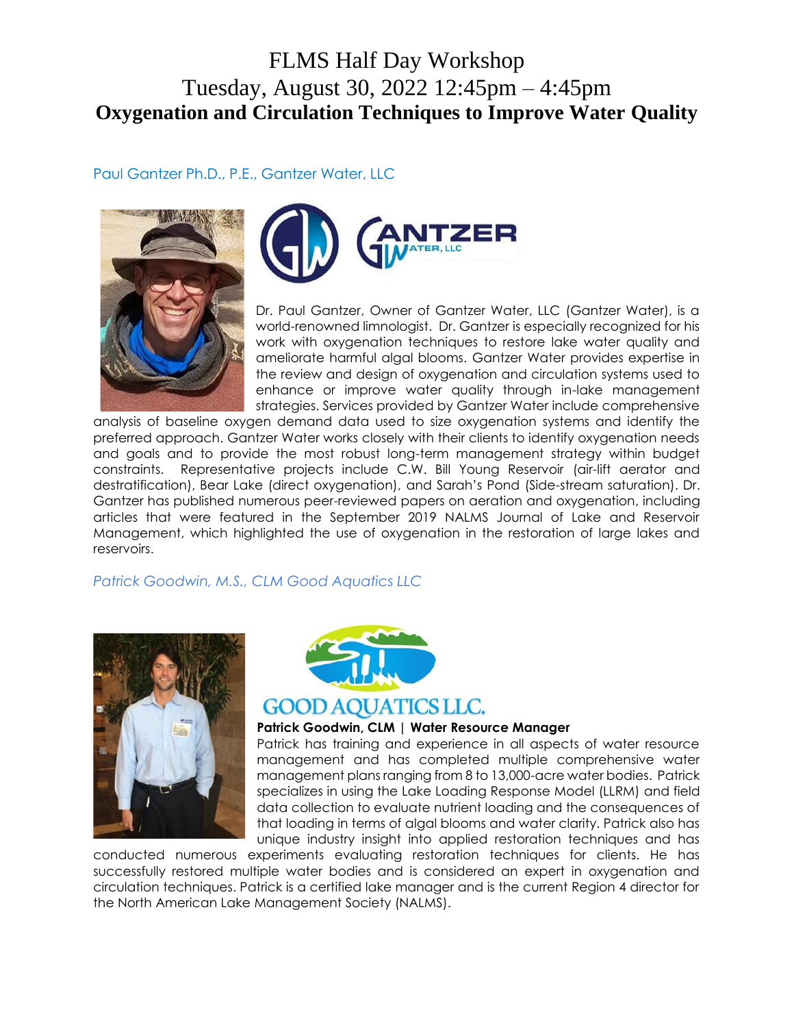# FLMS Half Day Workshop

# Tuesday, August 30, 2022 12:45pm – 4:45pm

## Oxygenation and Circulation Techniques to Improve Water Quality

Paul Gantzer Ph.D., P.E., Gantzer Water, LLC

Dr. Paul Gantzer, Owner of Gantzer Water, LLC (Gantzer Water), is a world-renowned limnologist. Dr. Gantzer is especially recognized for his work with oxygenation techniques to restore lake water quality and ameliorate harmful algal blooms. Gantzer Water provides expertise in the review and design of oxygenation and circulation systems used to enhance or improve water quality through in-lake management strategies. Services provided by Gantzer Water include comprehensive analysis of baseline oxygen demand data used to size oxygenation systems and identify the preferred approach. Gantzer Water works closely with their clients to identify oxygenation needs and goals and to provide the most robust long-term management strategy within budget constraints. Representative projects include C.W. Bill Young Reservoir (air-lift aerator and destratification), Bear Lake (direct oxygenation), and Sarah's Pond (Side-stream saturation). Dr. Gantzer has published numerous peer-reviewed papers on aeration and oxygenation, including articles that were featured in the September 2019 NALMS Journal of Lake and Reservoir Management, which highlighted the use of oxygenation in the restoration of large lakes and reservoirs.

*Patrick Goodwin, M.S., CLM Good Aquatics LLC*

**Patrick Goodwin, CLM | Water Resource Manager**

Patrick has training and experience in all aspects of water resource management and has completed multiple comprehensive water management plans ranging from 8 to 13,000-acre water bodies. Patrick specializes in using the Lake Loading Response Model (LLRM) and field data collection to evaluate nutrient loading and the consequences of that loading in terms of algal blooms and water clarity. Patrick also has unique industry insight into applied restoration techniques and has conducted numerous experiments evaluating restoration techniques for clients. He has successfully restored multiple water bodies and is considered an expert in oxygenation and circulation techniques. Patrick is a certified lake manager and is the current Region 4 director for the North American Lake Management Society (NALMS).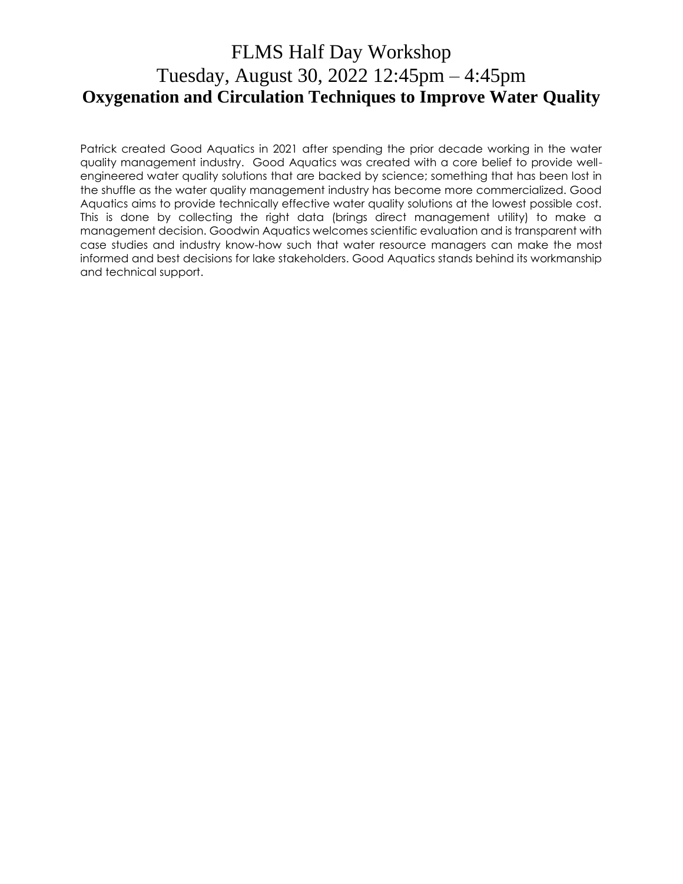# FLMS Half Day Workshop

## Tuesday, August 30, 2022 12:45pm – 4:45pm

**Oxygenation and Circulation Techniques to Improve Water Quality**

Patrick created Good Aquatics in 2021 after spending the prior decade working in the water quality management industry. Good Aquatics was created with a core belief to provide well-engineered water quality solutions that are backed by science; something that has been lost in the shuffle as the water quality management industry has become more commercialized. Good Aquatics aims to provide technically effective water quality solutions at the lowest possible cost. This is done by collecting the right data (brings direct management utility) to make a management decision. Goodwin Aquatics welcomes scientific evaluation and is transparent with case studies and industry know-how such that water resource managers can make the most informed and best decisions for lake stakeholders. Good Aquatics stands behind its workmanship and technical support.